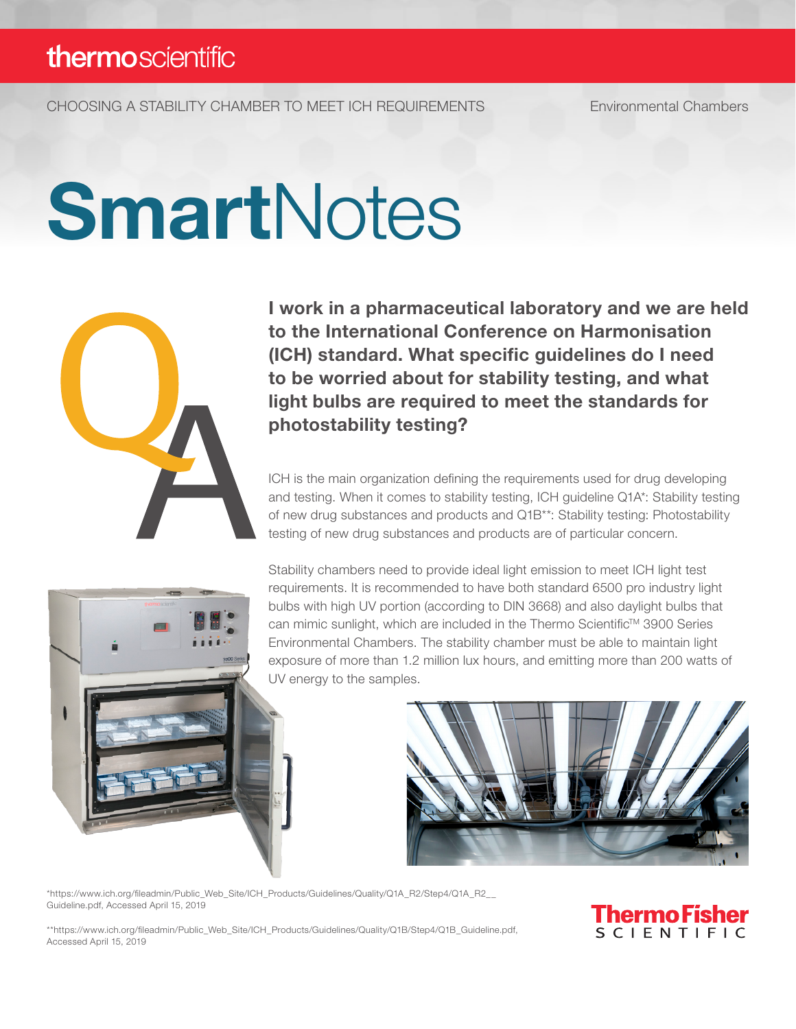thermoscientific

CHOOSING A STABILITY CHAMBER TO MEET ICH REQUIREMENTS

Environmental Chambers

# SmartNotes

**I work in a pharmaceutical laboratory and we are held to the International Conference on Harmonisation (ICH) standard. What specific guidelines do I need to be worried about for stability testing, and what light bulbs are required to meet the standards for photostability testing?**

ICH is the main organization defining the requirements used for drug developing and testing. When it comes to stability testing, ICH guideline Q1A*: Stability testing of new drug substances and products and Q1B**: Stability testing: Photostability testing of new drug substances and products are of particular concern.

Stability chambers need to provide ideal light emission to meet ICH light test requirements. It is recommended to have both standard 6500 pro industry light bulbs with high UV portion (according to DIN 3668) and also daylight bulbs that can mimic sunlight, which are included in the Thermo Scientific™ 3900 Series Environmental Chambers. The stability chamber must be able to maintain light exposure of more than 1.2 million lux hours, and emitting more than 200 watts of UV energy to the samples.

*https://www.ich.org/fileadmin/Public_Web_Site/ICH_Products/Guidelines/Quality/Q1A_R2/Step4/Q1A_R2__Guideline.pdf, Accessed April 15, 2019

**https://www.ich.org/fileadmin/Public_Web_Site/ICH_Products/Guidelines/Quality/Q1B/Step4/Q1B_Guideline.pdf, Accessed April 15, 2019

ThermoFisher SCIENTIFIC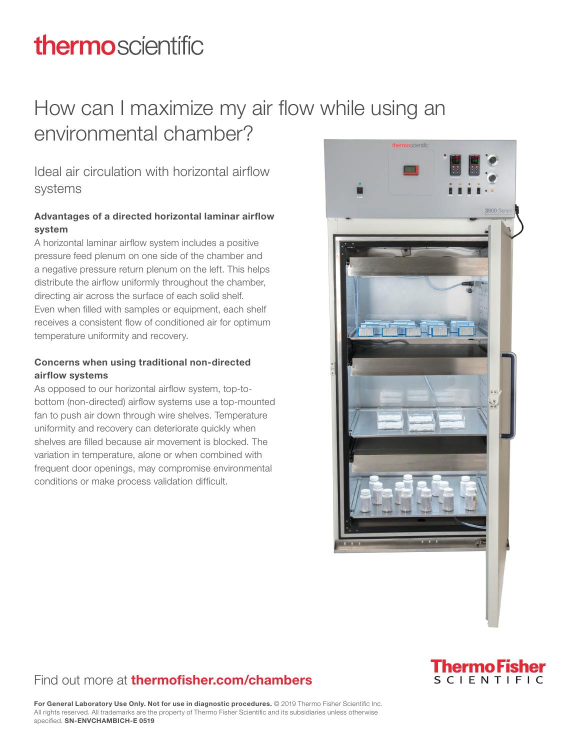thermoscientific

# How can I maximize my air flow while using an environmental chamber?

## Ideal air circulation with horizontal airflow systems

### Advantages of a directed horizontal laminar airflow system

A horizontal laminar airflow system includes a positive pressure feed plenum on one side of the chamber and a negative pressure return plenum on the left. This helps distribute the airflow uniformly throughout the chamber, directing air across the surface of each solid shelf. Even when filled with samples or equipment, each shelf receives a consistent flow of conditioned air for optimum temperature uniformity and recovery.

### Concerns when using traditional non-directed airflow systems

As opposed to our horizontal airflow system, top-to-bottom (non-directed) airflow systems use a top-mounted fan to push air down through wire shelves. Temperature uniformity and recovery can deteriorate quickly when shelves are filled because air movement is blocked. The variation in temperature, alone or when combined with frequent door openings, may compromise environmental conditions or make process validation difficult.

Find out more at **thermofisher.com/chambers**

ThermoFisher SCIENTIFIC

**For General Laboratory Use Only. Not for use in diagnostic procedures.** © 2019 Thermo Fisher Scientific Inc. All rights reserved. All trademarks are the property of Thermo Fisher Scientific and its subsidiaries unless otherwise specified. **SN-ENVCHAMBICH-E 0519**